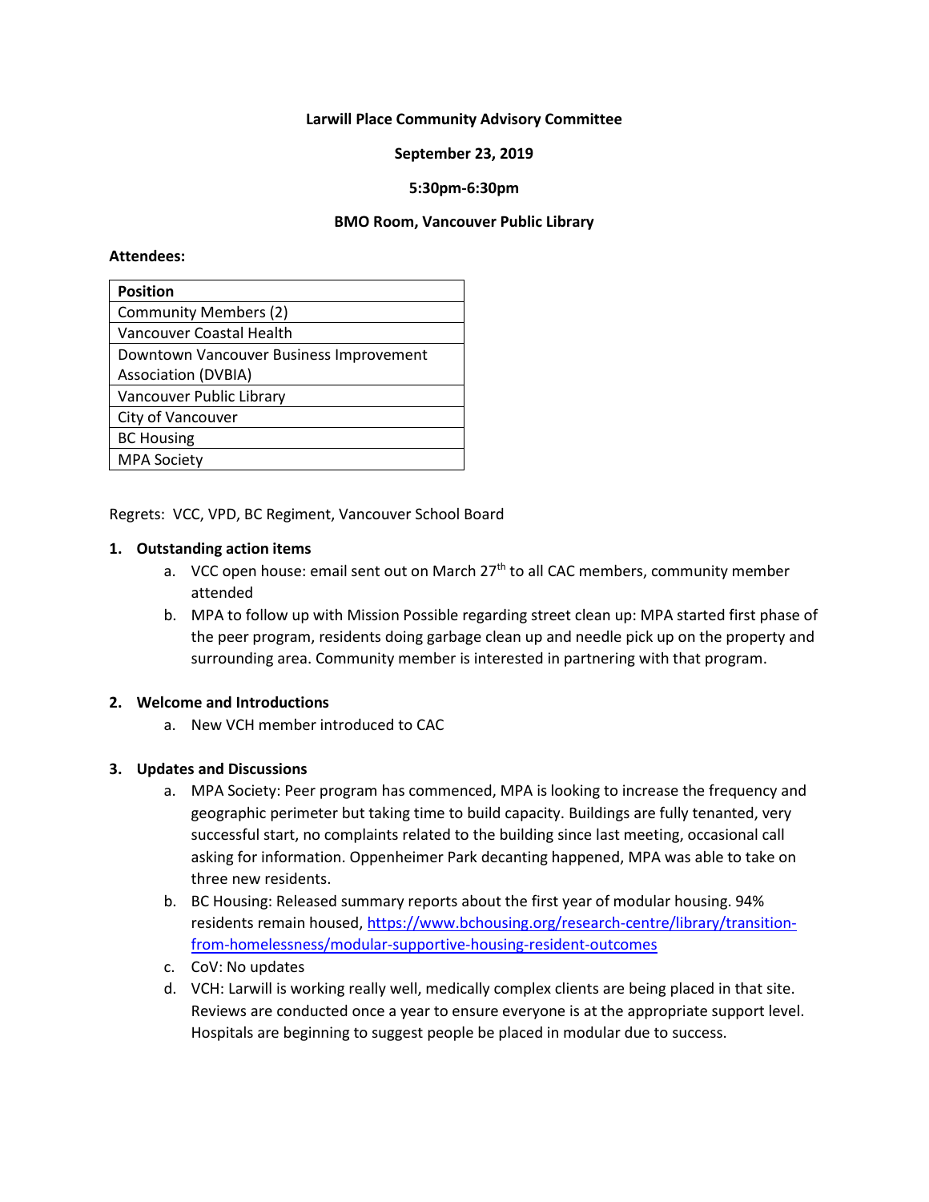**Larwill Place Community Advisory Committee**

**September 23, 2019**

**5:30pm-6:30pm**

**BMO Room, Vancouver Public Library**

**Attendees:**

| **Position** |
| --- |
| Community Members (2) |
| Vancouver Coastal Health |
| Downtown Vancouver Business Improvement Association (DVBIA) |
| Vancouver Public Library |
| City of Vancouver |
| BC Housing |
| MPA Society |

Regrets: VCC, VPD, BC Regiment, Vancouver School Board

1. **Outstanding action items**
   a. VCC open house: email sent out on March 27th to all CAC members, community member attended
   b. MPA to follow up with Mission Possible regarding street clean up: MPA started first phase of the peer program, residents doing garbage clean up and needle pick up on the property and surrounding area. Community member is interested in partnering with that program.

2. **Welcome and Introductions**
   a. New VCH member introduced to CAC

3. **Updates and Discussions**
   a. MPA Society: Peer program has commenced, MPA is looking to increase the frequency and geographic perimeter but taking time to build capacity. Buildings are fully tenanted, very successful start, no complaints related to the building since last meeting, occasional call asking for information. Oppenheimer Park decanting happened, MPA was able to take on three new residents.
   b. BC Housing: Released summary reports about the first year of modular housing. 94% residents remain housed, [https://www.bchousing.org/research-centre/library/transition-from-homelessness/modular-supportive-housing-resident-outcomes](https://www.bchousing.org/research-centre/library/transition-from-homelessness/modular-supportive-housing-resident-outcomes)
   c. CoV: No updates
   d. VCH: Larwill is working really well, medically complex clients are being placed in that site. Reviews are conducted once a year to ensure everyone is at the appropriate support level. Hospitals are beginning to suggest people be placed in modular due to success.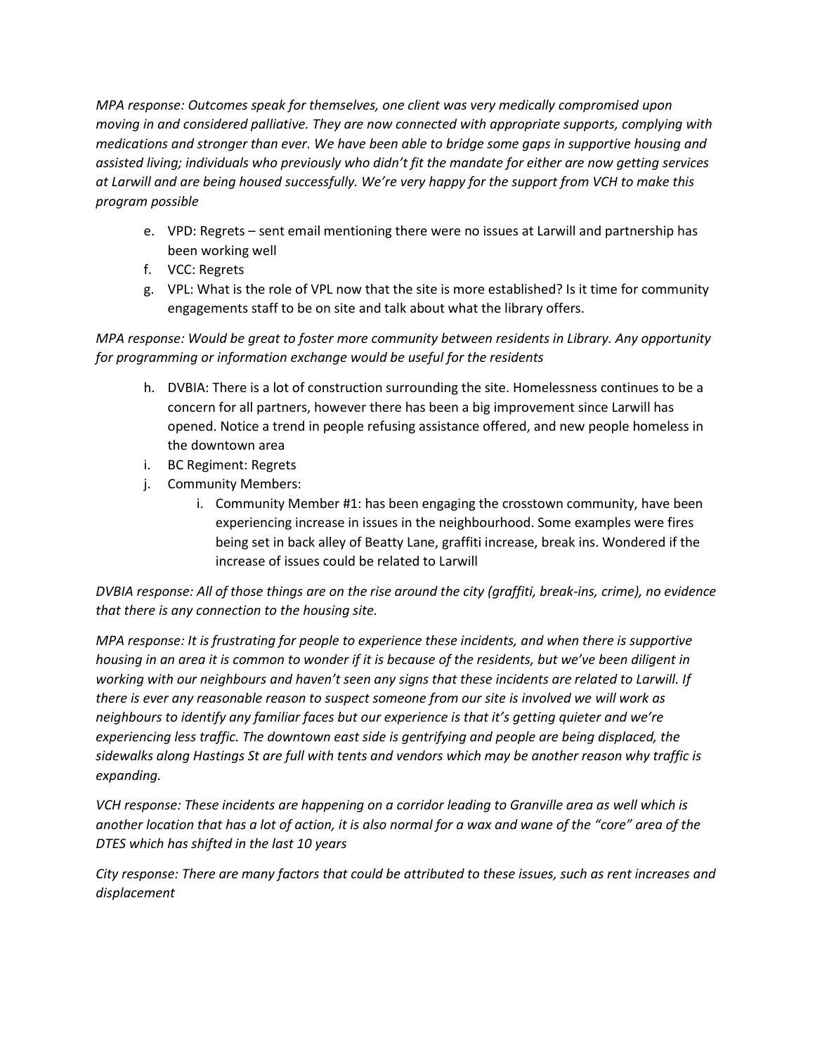*MPA response: Outcomes speak for themselves, one client was very medically compromised upon moving in and considered palliative. They are now connected with appropriate supports, complying with medications and stronger than ever. We have been able to bridge some gaps in supportive housing and assisted living; individuals who previously who didn't fit the mandate for either are now getting services at Larwill and are being housed successfully. We're very happy for the support from VCH to make this program possible*

e. VPD: Regrets – sent email mentioning there were no issues at Larwill and partnership has been working well
f. VCC: Regrets
g. VPL: What is the role of VPL now that the site is more established? Is it time for community engagements staff to be on site and talk about what the library offers.

*MPA response: Would be great to foster more community between residents in Library. Any opportunity for programming or information exchange would be useful for the residents*

h. DVBIA: There is a lot of construction surrounding the site. Homelessness continues to be a concern for all partners, however there has been a big improvement since Larwill has opened. Notice a trend in people refusing assistance offered, and new people homeless in the downtown area
i. BC Regiment: Regrets
j. Community Members:
    i. Community Member #1: has been engaging the crosstown community, have been experiencing increase in issues in the neighbourhood. Some examples were fires being set in back alley of Beatty Lane, graffiti increase, break ins. Wondered if the increase of issues could be related to Larwill

*DVBIA response: All of those things are on the rise around the city (graffiti, break-ins, crime), no evidence that there is any connection to the housing site.*

*MPA response: It is frustrating for people to experience these incidents, and when there is supportive housing in an area it is common to wonder if it is because of the residents, but we've been diligent in working with our neighbours and haven't seen any signs that these incidents are related to Larwill. If there is ever any reasonable reason to suspect someone from our site is involved we will work as neighbours to identify any familiar faces but our experience is that it's getting quieter and we're experiencing less traffic. The downtown east side is gentrifying and people are being displaced, the sidewalks along Hastings St are full with tents and vendors which may be another reason why traffic is expanding.*

*VCH response: These incidents are happening on a corridor leading to Granville area as well which is another location that has a lot of action, it is also normal for a wax and wane of the "core" area of the DTES which has shifted in the last 10 years*

*City response: There are many factors that could be attributed to these issues, such as rent increases and displacement*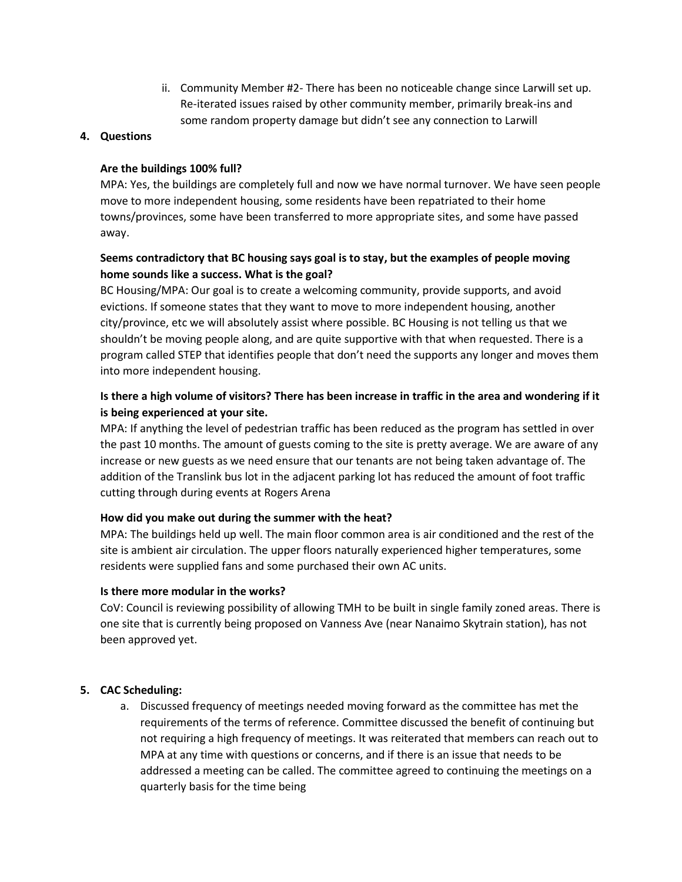ii. Community Member #2- There has been no noticeable change since Larwill set up. Re-iterated issues raised by other community member, primarily break-ins and some random property damage but didn't see any connection to Larwill

**4. Questions**

**Are the buildings 100% full?**

MPA: Yes, the buildings are completely full and now we have normal turnover. We have seen people move to more independent housing, some residents have been repatriated to their home towns/provinces, some have been transferred to more appropriate sites, and some have passed away.

**Seems contradictory that BC housing says goal is to stay, but the examples of people moving home sounds like a success. What is the goal?**

BC Housing/MPA: Our goal is to create a welcoming community, provide supports, and avoid evictions. If someone states that they want to move to more independent housing, another city/province, etc we will absolutely assist where possible. BC Housing is not telling us that we shouldn't be moving people along, and are quite supportive with that when requested. There is a program called STEP that identifies people that don't need the supports any longer and moves them into more independent housing.

**Is there a high volume of visitors? There has been increase in traffic in the area and wondering if it is being experienced at your site.**

MPA: If anything the level of pedestrian traffic has been reduced as the program has settled in over the past 10 months. The amount of guests coming to the site is pretty average. We are aware of any increase or new guests as we need ensure that our tenants are not being taken advantage of. The addition of the Translink bus lot in the adjacent parking lot has reduced the amount of foot traffic cutting through during events at Rogers Arena

**How did you make out during the summer with the heat?**

MPA: The buildings held up well. The main floor common area is air conditioned and the rest of the site is ambient air circulation. The upper floors naturally experienced higher temperatures, some residents were supplied fans and some purchased their own AC units.

**Is there more modular in the works?**

CoV: Council is reviewing possibility of allowing TMH to be built in single family zoned areas. There is one site that is currently being proposed on Vanness Ave (near Nanaimo Skytrain station), has not been approved yet.

**5. CAC Scheduling:**

a. Discussed frequency of meetings needed moving forward as the committee has met the requirements of the terms of reference. Committee discussed the benefit of continuing but not requiring a high frequency of meetings. It was reiterated that members can reach out to MPA at any time with questions or concerns, and if there is an issue that needs to be addressed a meeting can be called. The committee agreed to continuing the meetings on a quarterly basis for the time being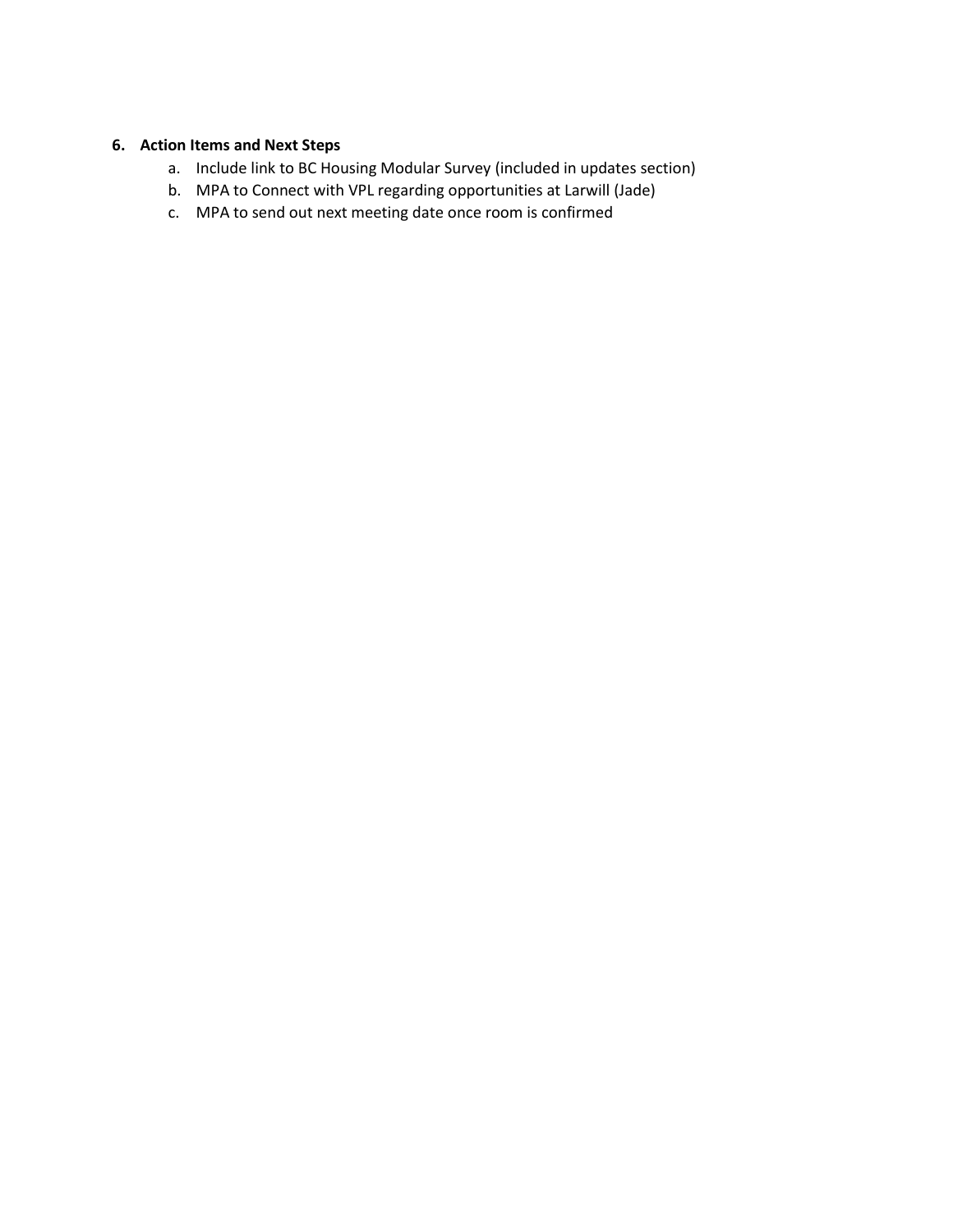**6. Action Items and Next Steps**

a. Include link to BC Housing Modular Survey (included in updates section)
b. MPA to Connect with VPL regarding opportunities at Larwill (Jade)
c. MPA to send out next meeting date once room is confirmed